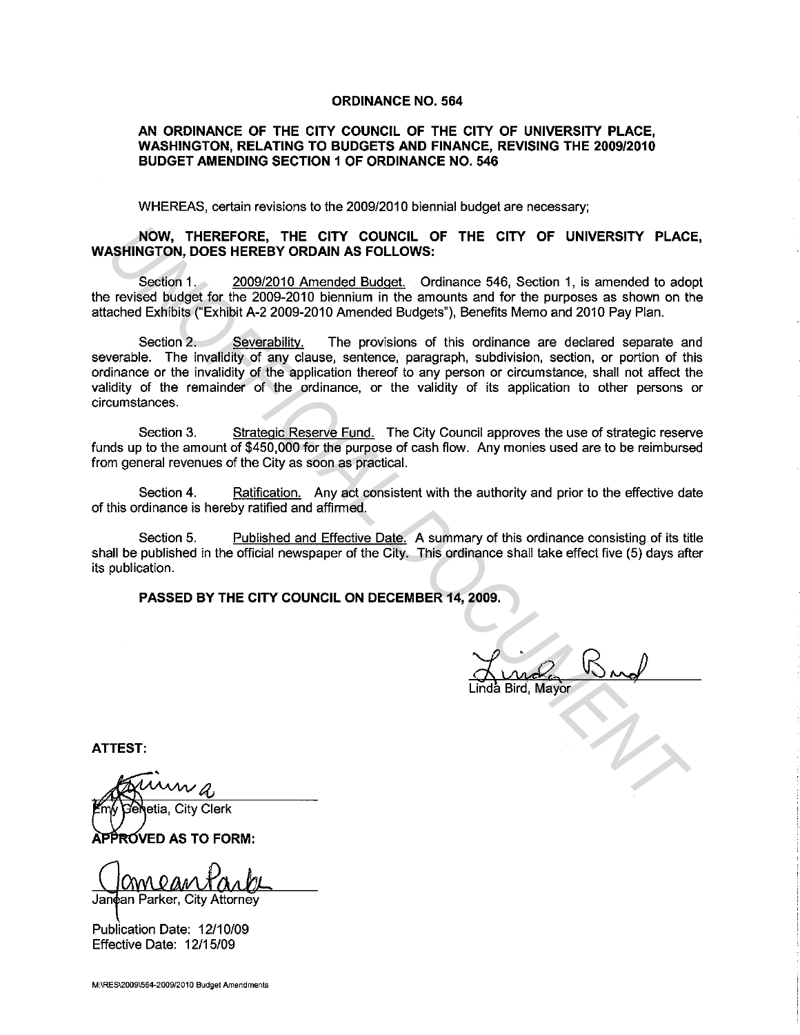# ORDINANCE NO. 564

## AN ORDINANCE OF THE CITY COUNCIL OF THE CITY OF UNIVERSITY PLACE, WASHINGTON, RELATING TO BUDGETS AND FINANCE, REVISING THE 2009/2010 BUDGET AMENDING SECTION 1 OF ORDINANCE NO. 546

WHEREAS, certain revisions to the 2009/2010 biennial budget are necessary;

**NOW, THEREFORE, THE CITY COUNCIL OF THE CITY OF UNIVERSITY PLACE, WASHINGTON, DOES HEREBY ORDAIN AS FOLLOWS:**

Section 1. 2009/2010 Amended Budget. Ordinance 546, Section 1, is amended to adopt the revised budget for the 2009-2010 biennium in the amounts and for the purposes as shown on the attached Exhibits ("Exhibit A-2 2009-2010 Amended Budgets"), Benefits Memo and 2010 Pay Plan.

Section 2. Severability. The provisions of this ordinance are declared separate and severable. The invalidity of any clause, sentence, paragraph, subdivision, section, or portion of this ordinance or the invalidity of the application thereof to any person or circumstance, shall not affect the validity of the remainder of the ordinance, or the validity of its application to other persons or circumstances.

Section 3. Strategic Reserve Fund. The City Council approves the use of strategic reserve funds up to the amount of $450,000 for the purpose of cash flow. Any monies used are to be reimbursed from general revenues of the City as soon as practical.

Section 4. Ratification. Any act consistent with the authority and prior to the effective date of this ordinance is hereby ratified and affirmed.

Section 5. Published and Effective Date. A summary of this ordinance consisting of its title shall be published in the official newspaper of the City. This ordinance shall take effect five (5) days after its publication.

**PASSED BY THE CITY COUNCIL ON DECEMBER 14, 2009.**

Linda Bird, Mayor

**ATTEST:**

Emy Genetia, City Clerk

**APPROVED AS TO FORM:**

Janean Parker, City Attorney

Publication Date: 12/10/09
Effective Date: 12/15/09

M:\RES\2009\564-2009/2010 Budget Amendments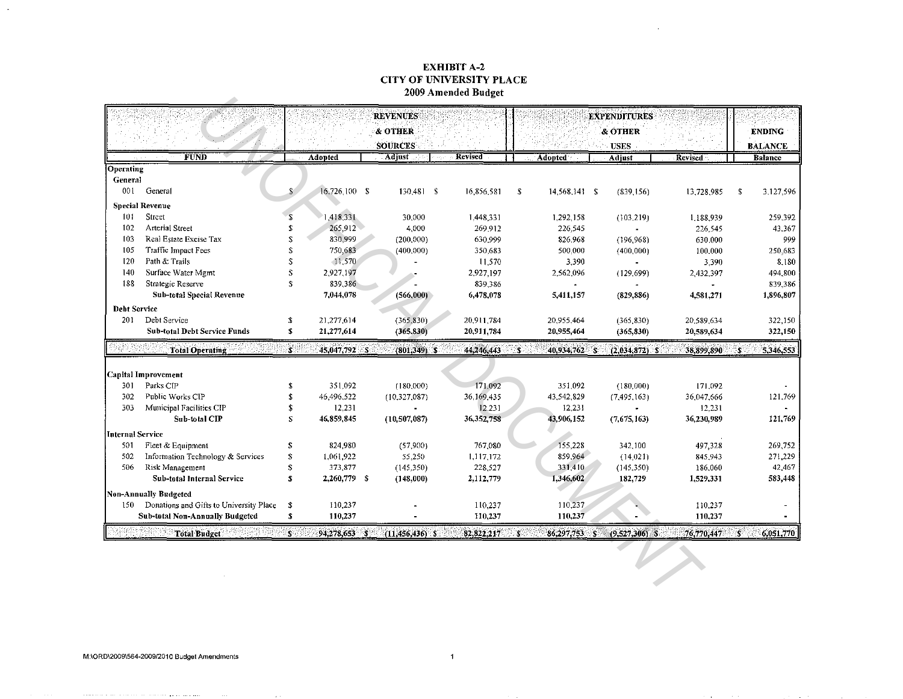# EXHIBIT A-2
# CITY OF UNIVERSITY PLACE
## 2009 Amended Budget

| FUND | | REVENUES & OTHER SOURCES | | | EXPENDITURES & OTHER USES | | | ENDING BALANCE |
|---|---|---|---|---|---|---|---|---|
| | | Adopted | Adjust | Revised | Adopted | Adjust | Revised | Balance |
| **Operating** | | | | | | | | |
| **General** | | | | | | | | |
| 001 | General | $ 16,726,100 | $ 130,481 | $ 16,856,581 | $ 14,568,141 | $ (839,156) | 13,728,985 | $ 3,127,596 |
| **Special Revenue** | | | | | | | | |
| 101 | Street | $ 1,418,331 | 30,000 | 1,448,331 | 1,292,158 | (103,219) | 1,188,939 | 259,392 |
| 102 | Arterial Street | $ 265,912 | 4,000 | 269,912 | 226,545 | - | 226,545 | 43,367 |
| 103 | Real Estate Excise Tax | $ 830,999 | (200,000) | 630,999 | 826,968 | (196,968) | 630,000 | 999 |
| 105 | Traffic Impact Fees | $ 750,683 | (400,000) | 350,683 | 500,000 | (400,000) | 100,000 | 250,683 |
| 120 | Path & Trails | $ 11,570 | - | 11,570 | 3,390 | - | 3,390 | 8,180 |
| 140 | Surface Water Mgmt | $ 2,927,197 | - | 2,927,197 | 2,562,096 | (129,699) | 2,432,397 | 494,800 |
| 188 | Strategic Reserve | $ 839,386 | - | 839,386 | - | - | - | 839,386 |
| | **Sub-total Special Revenue** | **7,044,078** | **(566,000)** | **6,478,078** | **5,411,157** | **(829,886)** | **4,581,271** | **1,896,807** |
| **Debt Service** | | | | | | | | |
| 201 | Debt Service | $ 21,277,614 | (365,830) | 20,911,784 | 20,955,464 | (365,830) | 20,589,634 | 322,150 |
| | **Sub-total Debt Service Funds** | **$ 21,277,614** | **(365,830)** | **20,911,784** | **20,955,464** | **(365,830)** | **20,589,634** | **322,150** |
| | **Total Operating** | **$ 45,047,792** | **$ (801,349)** | **$ 44,246,443** | **$ 40,934,762** | **$ (2,034,872)** | **$ 38,899,890** | **$ 5,346,553** |
| **Capital Improvement** | | | | | | | | |
| 301 | Parks CIP | $ 351,092 | (180,000) | 171,092 | 351,092 | (180,000) | 171,092 | - |
| 302 | Public Works CIP | $ 46,496,522 | (10,327,087) | 36,169,435 | 43,542,829 | (7,495,163) | 36,047,666 | 121,769 |
| 303 | Municipal Facilities CIP | $ 12,231 | - | 12,231 | 12,231 | - | 12,231 | - |
| | **Sub-total CIP** | **$ 46,859,845** | **(10,507,087)** | **36,352,758** | **43,906,152** | **(7,675,163)** | **36,230,989** | **121,769** |
| **Internal Service** | | | | | | | | |
| 501 | Fleet & Equipment | $ 824,980 | (57,900) | 767,080 | 155,228 | 342,100 | 497,328 | 269,752 |
| 502 | Information Technology & Services | $ 1,061,922 | 55,250 | 1,117,172 | 859,964 | (14,021) | 845,943 | 271,229 |
| 506 | Risk Management | $ 373,877 | (145,350) | 228,527 | 331,410 | (145,350) | 186,060 | 42,467 |
| | **Sub-total Internal Service** | **$ 2,260,779** | **$ (148,000)** | **2,112,779** | **1,346,602** | **182,729** | **1,529,331** | **583,448** |
| **Non-Annually Budgeted** | | | | | | | | |
| 150 | Donations and Gifts to University Place | $ 110,237 | - | 110,237 | 110,237 | - | 110,237 | - |
| | **Sub-total Non-Annually Budgeted** | **$ 110,237** | **-** | **110,237** | **110,237** | **-** | **110,237** | **-** |
| | **Total Budget** | **$ 94,278,653** | **$ (11,456,436)** | **$ 82,822,217** | **$ 86,297,753** | **$ (9,527,306)** | **$ 76,770,447** | **$ 6,051,770** |

M:\ORD\2009\564-2009/2010 Budget Amendments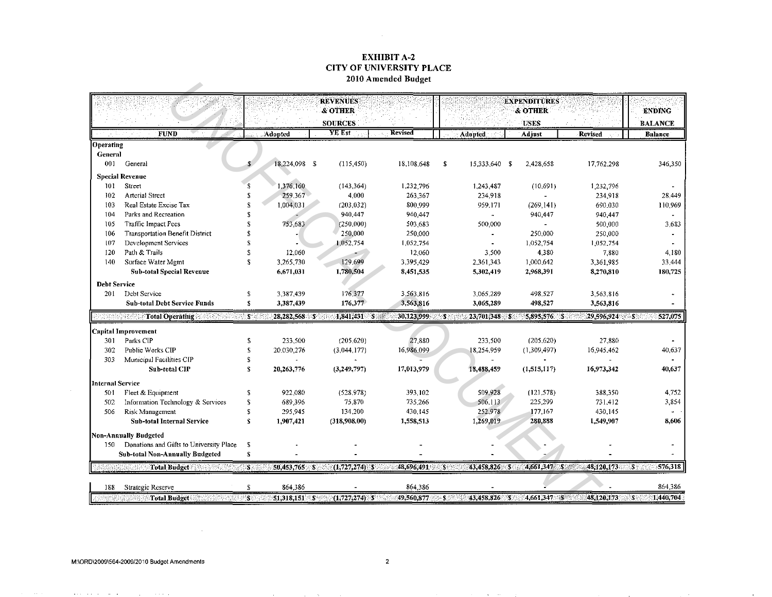# EXHIBIT A-2
## CITY OF UNIVERSITY PLACE
### 2010 Amended Budget

| | FUND | REVENUES & OTHER SOURCES | | | EXPENDITURES & OTHER USES | | | ENDING BALANCE |
|---|---|---|---|---|---|---|---|---|
| | | Adopted | YE Est | Revised | Adopted | Adjust | Revised | Balance |
| **Operating** | | | | | | | | |
| **General** | | | | | | | | |
| 001 | General | $ 18,224,098 | $ (115,450) | 18,108,648 | $ 15,333,640 | $ 2,428,658 | 17,762,298 | 346,350 |
| **Special Revenue** | | | | | | | | |
| 101 | Street | $ 1,376,160 | (143,364) | 1,232,796 | 1,243,487 | (10,691) | 1,232,796 | - |
| 102 | Arterial Street | $ 259,367 | 4,000 | 263,367 | 234,918 | - | 234,918 | 28,449 |
| 103 | Real Estate Excise Tax | $ 1,004,031 | (203,032) | 800,999 | 959,171 | (269,141) | 690,030 | 110,969 |
| 104 | Parks and Recreation | $ - | 940,447 | 940,447 | - | 940,447 | 940,447 | - |
| 105 | Traffic Impact Fees | $ 753,683 | (250,000) | 503,683 | 500,000 | - | 500,000 | 3,683 |
| 106 | Transportation Benefit District | $ - | 250,000 | 250,000 | - | 250,000 | 250,000 | - |
| 107 | Development Services | $ - | 1,052,754 | 1,052,754 | - | 1,052,754 | 1,052,754 | - |
| 120 | Path & Trails | $ 12,060 | - | 12,060 | 3,500 | 4,380 | 7,880 | 4,180 |
| 140 | Surface Water Mgmt | $ 3,265,730 | 129,699 | 3,395,429 | 2,361,343 | 1,000,642 | 3,361,985 | 33,444 |
| | **Sub-total Special Revenue** | **6,671,031** | **1,780,504** | **8,451,535** | **5,302,419** | **2,968,391** | **8,270,810** | **180,725** |
| **Debt Service** | | | | | | | | |
| 201 | Debt Service | $ 3,387,439 | 176,377 | 3,563,816 | 3,065,289 | 498,527 | 3,563,816 | - |
| | **Sub-total Debt Service Funds** | **$ 3,387,439** | **176,377** | **3,563,816** | **3,065,289** | **498,527** | **3,563,816** | **-** |
| | **Total Operating** | **$ 28,282,568** | **$ 1,841,431** | **$ 30,123,999** | **$ 23,701,348** | **$ 5,895,576** | **$ 29,596,924** | **$ 527,075** |
| **Capital Improvement** | | | | | | | | |
| 301 | Parks CIP | $ 233,500 | (205,620) | 27,880 | 233,500 | (205,620) | 27,880 | - |
| 302 | Public Works CIP | $ 20,030,276 | (3,044,177) | 16,986,099 | 18,254,959 | (1,309,497) | 16,945,462 | 40,637 |
| 303 | Municipal Facilities CIP | $ - | - | - | - | - | - | - |
| | **Sub-total CIP** | **$ 20,263,776** | **(3,249,797)** | **17,013,979** | **18,488,459** | **(1,515,117)** | **16,973,342** | **40,637** |
| **Internal Service** | | | | | | | | |
| 501 | Fleet & Equipment | $ 922,080 | (528,978) | 393,102 | 509,928 | (121,578) | 388,350 | 4,752 |
| 502 | Information Technology & Services | $ 689,396 | 75,870 | 735,266 | 506,113 | 225,299 | 731,412 | 3,854 |
| 506 | Risk Management | $ 295,945 | 134,200 | 430,145 | 252,978 | 177,167 | 430,145 | - |
| | **Sub-total Internal Service** | **$ 1,907,421** | **(318,908.00)** | **1,558,513** | **1,269,019** | **280,888** | **1,549,907** | **8,606** |
| **Non-Annually Budgeted** | | | | | | | | |
| 150 | Donations and Gifts to University Place | $ - | - | - | - | - | - | - |
| | **Sub-total Non-Annually Budgeted** | **$ -** | **-** | **-** | **-** | **-** | **-** | **-** |
| | **Total Budget** | **$ 50,453,765** | **$ (1,727,274)** | **$ 48,696,491** | **$ 43,458,826** | **$ 4,661,347** | **$ 48,120,173** | **$ 576,318** |
| 188 | Strategic Reserve | $ 864,386 | - | 864,386 | - | - | - | 864,386 |
| | **Total Budget** | **$ 51,318,151** | **$ (1,727,274)** | **$ 49,560,877** | **$ 43,458,826** | **$ 4,661,347** | **$ 48,120,173** | **$ 1,440,704** |

M:\ORD\2009\564-2009/2010 Budget Amendments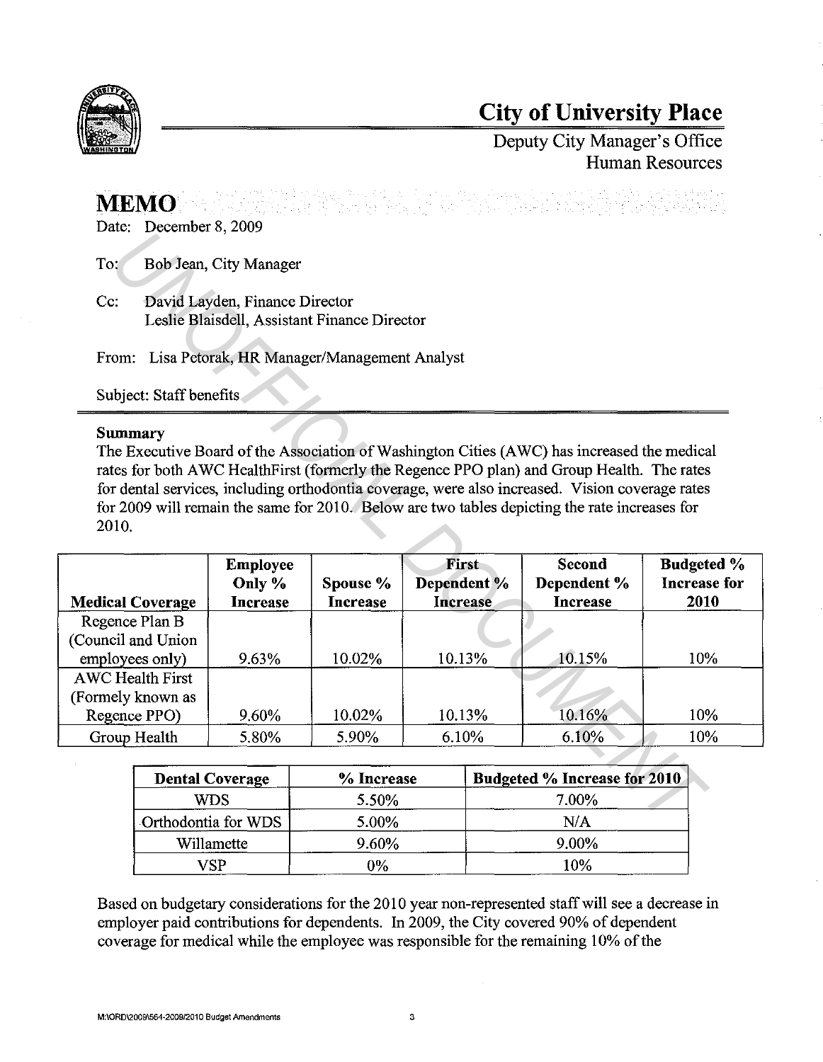# City of University Place

Deputy City Manager's Office
Human Resources

## MEMO

Date: December 8, 2009

To: Bob Jean, City Manager

Cc: David Layden, Finance Director
Leslie Blaisdell, Assistant Finance Director

From: Lisa Petorak, HR Manager/Management Analyst

Subject: Staff benefits

**Summary**

The Executive Board of the Association of Washington Cities (AWC) has increased the medical rates for both AWC HealthFirst (formerly the Regence PPO plan) and Group Health. The rates for dental services, including orthodontia coverage, were also increased. Vision coverage rates for 2009 will remain the same for 2010. Below are two tables depicting the rate increases for 2010.

| Medical Coverage | Employee Only % Increase | Spouse % Increase | First Dependent % Increase | Second Dependent % Increase | Budgeted % Increase for 2010 |
|---|---|---|---|---|---|
| Regence Plan B (Council and Union employees only) | 9.63% | 10.02% | 10.13% | 10.15% | 10% |
| AWC Health First (Formely known as Regence PPO) | 9.60% | 10.02% | 10.13% | 10.16% | 10% |
| Group Health | 5.80% | 5.90% | 6.10% | 6.10% | 10% |

| Dental Coverage | % Increase | Budgeted % Increase for 2010 |
|---|---|---|
| WDS | 5.50% | 7.00% |
| Orthodontia for WDS | 5.00% | N/A |
| Willamette | 9.60% | 9.00% |
| VSP | 0% | 10% |

Based on budgetary considerations for the 2010 year non-represented staff will see a decrease in employer paid contributions for dependents. In 2009, the City covered 90% of dependent coverage for medical while the employee was responsible for the remaining 10% of the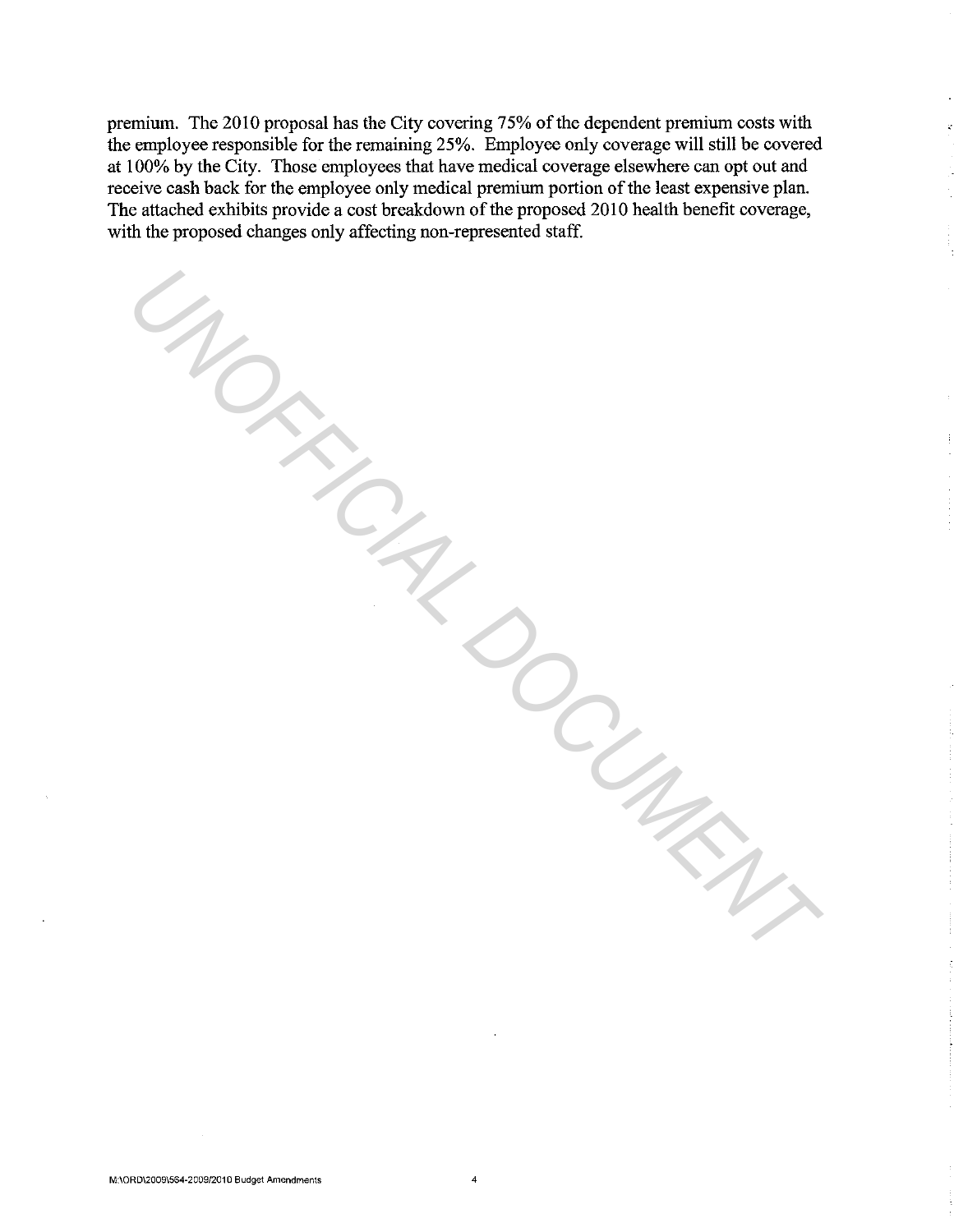premium. The 2010 proposal has the City covering 75% of the dependent premium costs with the employee responsible for the remaining 25%. Employee only coverage will still be covered at 100% by the City. Those employees that have medical coverage elsewhere can opt out and receive cash back for the employee only medical premium portion of the least expensive plan. The attached exhibits provide a cost breakdown of the proposed 2010 health benefit coverage, with the proposed changes only affecting non-represented staff.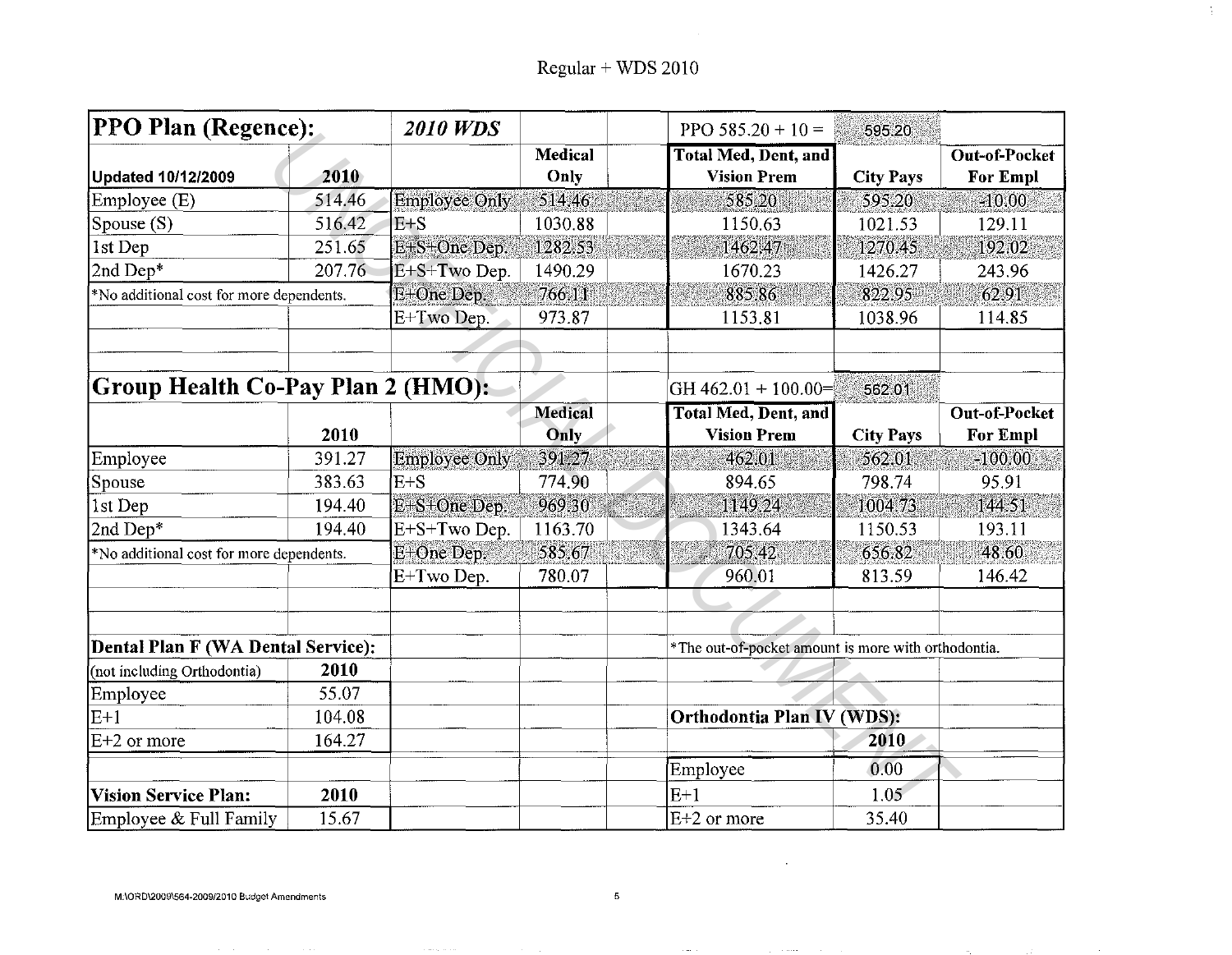# Regular + WDS 2010

| PPO Plan (Regence): | | *2010 WDS* | | | PPO 585.20 + 10 = | 595.20 | |
|---|---|---|---|---|---|---|---|
| Updated 10/12/2009 | 2010 | | Medical Only | | Total Med, Dent, and Vision Prem | City Pays | Out-of-Pocket For Empl |
| Employee (E) | 514.46 | Employee Only | 514.46 | | 585.20 | 595.20 | -10.00 |
| Spouse (S) | 516.42 | E+S | 1030.88 | | 1150.63 | 1021.53 | 129.11 |
| 1st Dep | 251.65 | E+S+One Dep. | 1282.53 | | 1462.47 | 1270.45 | 192.02 |
| 2nd Dep* | 207.76 | E+S+Two Dep. | 1490.29 | | 1670.23 | 1426.27 | 243.96 |
| *No additional cost for more dependents. | | E+One Dep. | 766.11 | | 885.86 | 822.95 | 62.91 |
| | | E+Two Dep. | 973.87 | | 1153.81 | 1038.96 | 114.85 |

| Group Health Co-Pay Plan 2 (HMO): | | | | | GH 462.01 + 100.00= | 562.01 | |
|---|---|---|---|---|---|---|---|
| | 2010 | | Medical Only | | Total Med, Dent, and Vision Prem | City Pays | Out-of-Pocket For Empl |
| Employee | 391.27 | Employee Only | 391.27 | | 462.01 | 562.01 | -100.00 |
| Spouse | 383.63 | E+S | 774.90 | | 894.65 | 798.74 | 95.91 |
| 1st Dep | 194.40 | E+S+One Dep. | 969.30 | | 1149.24 | 1004.73 | 144.51 |
| 2nd Dep* | 194.40 | E+S+Two Dep. | 1163.70 | | 1343.64 | 1150.53 | 193.11 |
| *No additional cost for more dependents. | | E+One Dep. | 585.67 | | 705.42 | 656.82 | 48.60 |
| | | E+Two Dep. | 780.07 | | 960.01 | 813.59 | 146.42 |

| Dental Plan F (WA Dental Service): | |
|---|---|
| (not including Orthodontia) | 2010 |
| Employee | 55.07 |
| E+1 | 104.08 |
| E+2 or more | 164.27 |

| Vision Service Plan: | 2010 |
|---|---|
| Employee & Full Family | 15.67 |

*The out-of-pocket amount is more with orthodontia.

| Orthodontia Plan IV (WDS): | |
|---|---|
| | 2010 |
| Employee | 0.00 |
| E+1 | 1.05 |
| E+2 or more | 35.40 |

M:\ORD\2009\564-2009/2010 Budget Amendments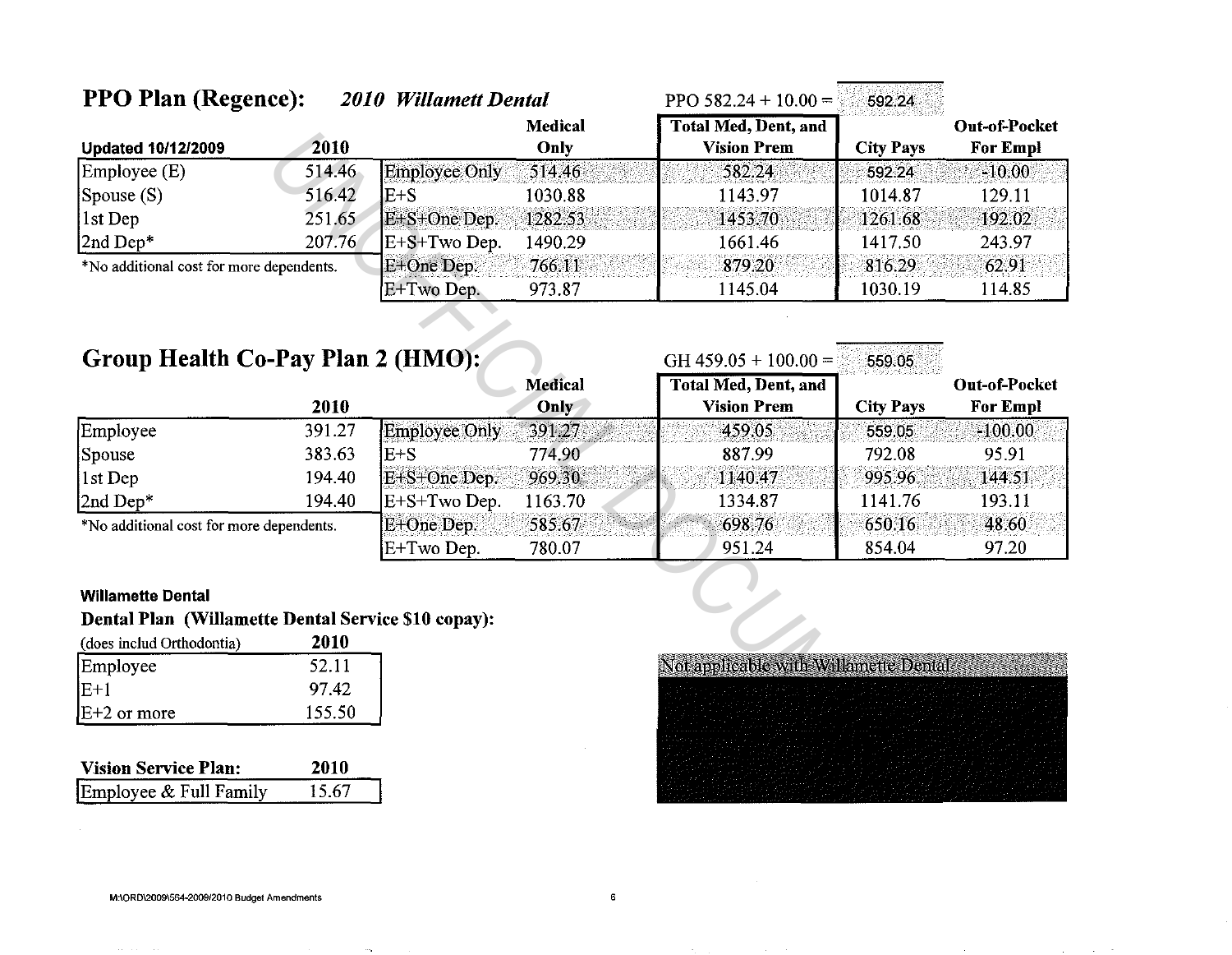## PPO Plan (Regence): *2010 Willamett Dental*

PPO 582.24 + 10.00 = 592.24

| Updated 10/12/2009 | 2010 | | Medical Only | Total Med, Dent, and Vision Prem | City Pays | Out-of-Pocket For Empl |
|---|---|---|---|---|---|---|
| Employee (E) | 514.46 | Employee Only | 514.46 | 582.24 | 592.24 | -10.00 |
| Spouse (S) | 516.42 | E+S | 1030.88 | 1143.97 | 1014.87 | 129.11 |
| 1st Dep | 251.65 | E+S+One Dep. | 1282.53 | 1453.70 | 1261.68 | 192.02 |
| 2nd Dep* | 207.76 | E+S+Two Dep. | 1490.29 | 1661.46 | 1417.50 | 243.97 |
| | | E+One Dep. | 766.11 | 879.20 | 816.29 | 62.91 |
| | | E+Two Dep. | 973.87 | 1145.04 | 1030.19 | 114.85 |

*No additional cost for more dependents.

## Group Health Co-Pay Plan 2 (HMO):

GH 459.05 + 100.00 = 559.05

| | 2010 | | Medical Only | Total Med, Dent, and Vision Prem | City Pays | Out-of-Pocket For Empl |
|---|---|---|---|---|---|---|
| Employee | 391.27 | Employee Only | 391.27 | 459.05 | 559.05 | -100.00 |
| Spouse | 383.63 | E+S | 774.90 | 887.99 | 792.08 | 95.91 |
| 1st Dep | 194.40 | E+S+One Dep. | 969.30 | 1140.47 | 995.96 | 144.51 |
| 2nd Dep* | 194.40 | E+S+Two Dep. | 1163.70 | 1334.87 | 1141.76 | 193.11 |
| | | E+One Dep. | 585.67 | 698.76 | 650.16 | 48.60 |
| | | E+Two Dep. | 780.07 | 951.24 | 854.04 | 97.20 |

*No additional cost for more dependents.

**Willamette Dental**

**Dental Plan (Willamette Dental Service $10 copay):**

| (does includ Orthodontia) | 2010 |
|---|---|
| Employee | 52.11 |
| E+1 | 97.42 |
| E+2 or more | 155.50 |

Not applicable with Willamette Dental

| Vision Service Plan: | 2010 |
|---|---|
| Employee & Full Family | 15.67 |

M:\ORD\2009\554-2009/2010 Budget Amendments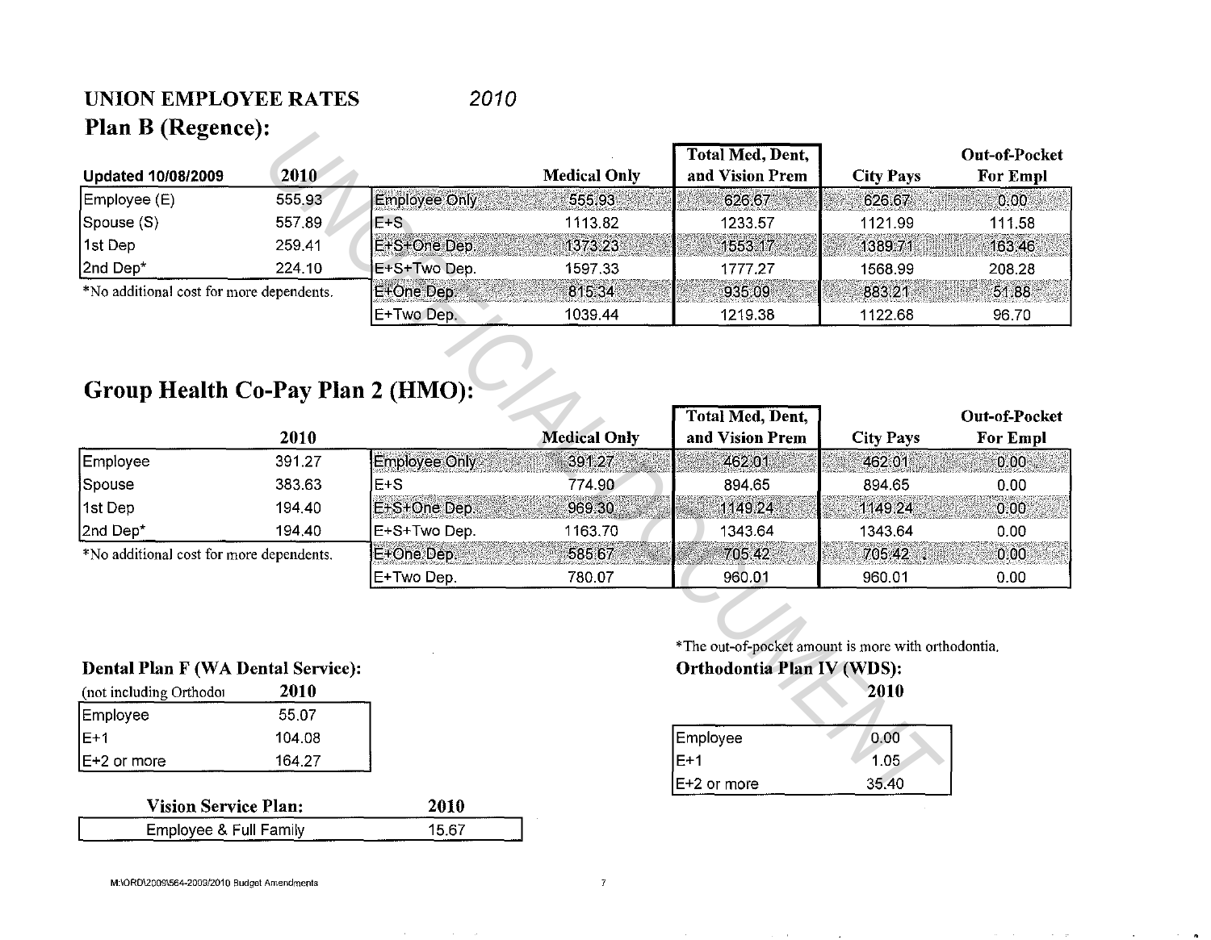# UNION EMPLOYEE RATES 2010

## Plan B (Regence):

| Updated 10/08/2009 | 2010 |
|---|---|
| Employee (E) | 555.93 |
| Spouse (S) | 557.89 |
| 1st Dep | 259.41 |
| 2nd Dep* | 224.10 |

*No additional cost for more dependents.

| | Medical Only | Total Med, Dent, and Vision Prem | City Pays | Out-of-Pocket For Empl |
|---|---|---|---|---|
| Employee Only | 555.93 | 626.67 | 626.67 | 0.00 |
| E+S | 1113.82 | 1233.57 | 1121.99 | 111.58 |
| E+S+One Dep. | 1373.23 | 1553.17 | 1389.71 | 163.46 |
| E+S+Two Dep. | 1597.33 | 1777.27 | 1568.99 | 208.28 |
| E+One Dep. | 815.34 | 935.09 | 883.21 | 51.88 |
| E+Two Dep. | 1039.44 | 1219.38 | 1122.68 | 96.70 |

## Group Health Co-Pay Plan 2 (HMO):

| | 2010 |
|---|---|
| Employee | 391.27 |
| Spouse | 383.63 |
| 1st Dep | 194.40 |
| 2nd Dep* | 194.40 |

*No additional cost for more dependents.

| | Medical Only | Total Med, Dent, and Vision Prem | City Pays | Out-of-Pocket For Empl |
|---|---|---|---|---|
| Employee Only | 391.27 | 462.01 | 462.01 | 0.00 |
| E+S | 774.90 | 894.65 | 894.65 | 0.00 |
| E+S+One Dep. | 969.30 | 1149.24 | 1149.24 | 0.00 |
| E+S+Two Dep. | 1163.70 | 1343.64 | 1343.64 | 0.00 |
| E+One Dep. | 585.67 | 705.42 | 705.42 | 0.00 |
| E+Two Dep. | 780.07 | 960.01 | 960.01 | 0.00 |

*The out-of-pocket amount is more with orthodontia.

## Dental Plan F (WA Dental Service):

| (not including Orthodoı | 2010 |
|---|---|
| Employee | 55.07 |
| E+1 | 104.08 |
| E+2 or more | 164.27 |

## Orthodontia Plan IV (WDS):

| | 2010 |
|---|---|
| Employee | 0.00 |
| E+1 | 1.05 |
| E+2 or more | 35.40 |

## Vision Service Plan:

| | 2010 |
|---|---|
| Employee & Full Family | 15.67 |

M:\ORD\2009\564-2009/2010 Budget Amendments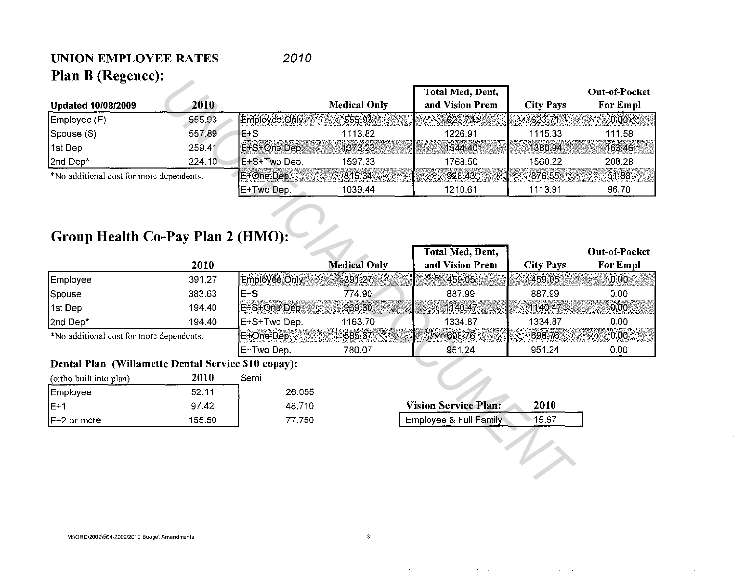## UNION EMPLOYEE RATES *2010*

### Plan B (Regence):

| Updated 10/08/2009 | 2010 | | Medical Only | Total Med, Dent, and Vision Prem | City Pays | Out-of-Pocket For Empl |
|---|---|---|---|---|---|---|
| Employee (E) | 555.93 | Employee Only | 555.93 | 623.71 | 623.71 | 0.00 |
| Spouse (S) | 557.89 | E+S | 1113.82 | 1226.91 | 1115.33 | 111.58 |
| 1st Dep | 259.41 | E+S+One Dep. | 1373.23 | 1544.40 | 1380.94 | 163.46 |
| 2nd Dep* | 224.10 | E+S+Two Dep. | 1597.33 | 1768.50 | 1560.22 | 208.28 |
| | | E+One Dep. | 815.34 | 928.43 | 876.55 | 51.88 |
| | | E+Two Dep. | 1039.44 | 1210.61 | 1113.91 | 96.70 |

*No additional cost for more dependents.

### Group Health Co-Pay Plan 2 (HMO):

| | 2010 | | Medical Only | Total Med, Dent, and Vision Prem | City Pays | Out-of-Pocket For Empl |
|---|---|---|---|---|---|---|
| Employee | 391.27 | Employee Only | 391.27 | 459.05 | 459.05 | 0.00 |
| Spouse | 383.63 | E+S | 774.90 | 887.99 | 887.99 | 0.00 |
| 1st Dep | 194.40 | E+S+One Dep. | 969.30 | 1140.47 | 1140.47 | 0.00 |
| 2nd Dep* | 194.40 | E+S+Two Dep. | 1163.70 | 1334.87 | 1334.87 | 0.00 |
| | | E+One Dep. | 585.67 | 698.76 | 698.76 | 0.00 |
| | | E+Two Dep. | 780.07 | 951.24 | 951.24 | 0.00 |

*No additional cost for more dependents.

### Dental Plan (Willamette Dental Service $10 copay):

| (ortho built into plan) | 2010 | Semi |
|---|---|---|
| Employee | 52.11 | 26.055 |
| E+1 | 97.42 | 48.710 |
| E+2 or more | 155.50 | 77.750 |

| Vision Service Plan: | 2010 |
|---|---|
| Employee & Full Family | 15.67 |

M:\ORD\2009\564-2009/2010 Budget Amendments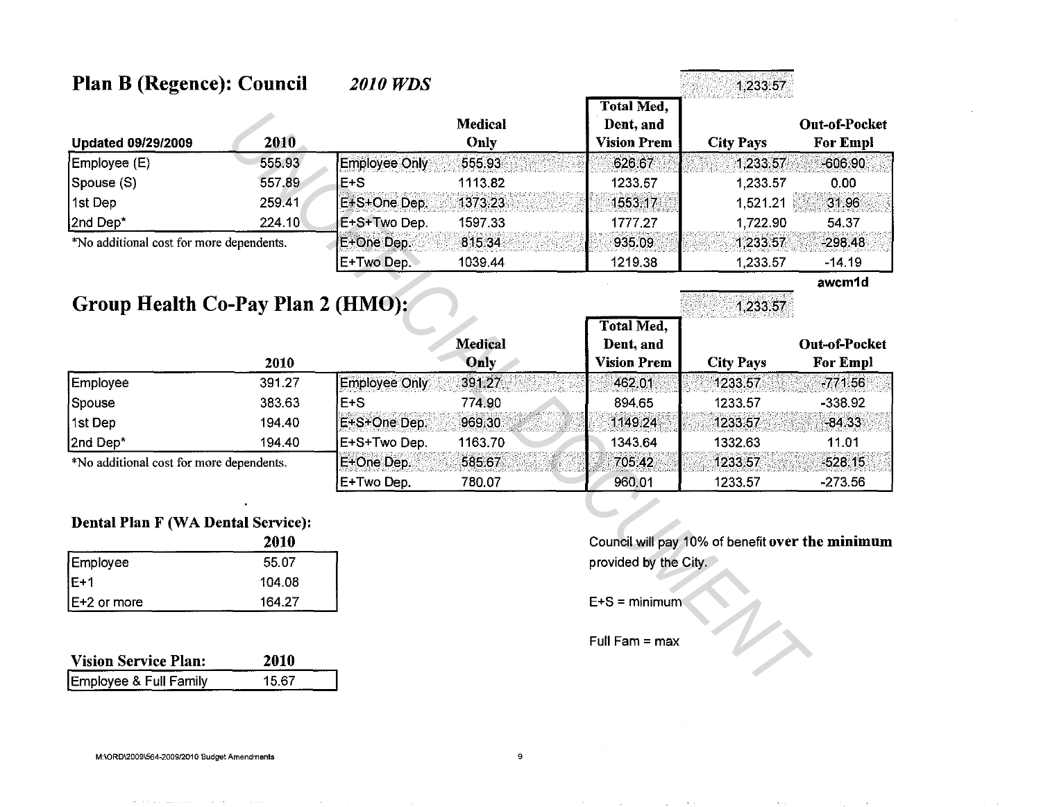## Plan B (Regence): Council *2010 WDS*

1,233.57

| Updated 09/29/2009 | 2010 | | Medical Only | Total Med, Dent, and Vision Prem | City Pays | Out-of-Pocket For Empl |
|---|---|---|---|---|---|---|
| Employee (E) | 555.93 | Employee Only | 555.93 | 626.67 | 1,233.57 | -606.90 |
| Spouse (S) | 557.89 | E+S | 1113.82 | 1233.57 | 1,233.57 | 0.00 |
| 1st Dep | 259.41 | E+S+One Dep. | 1373.23 | 1553.17 | 1,521.21 | 31.96 |
| 2nd Dep* | 224.10 | E+S+Two Dep. | 1597.33 | 1777.27 | 1,722.90 | 54.37 |
| *No additional cost for more dependents. | | E+One Dep. | 815.34 | 935.09 | 1,233.57 | -298.48 |
| | | E+Two Dep. | 1039.44 | 1219.38 | 1,233.57 | -14.19 |

awcm1d

## Group Health Co-Pay Plan 2 (HMO):

1,233.57

| | 2010 | | Medical Only | Total Med, Dent, and Vision Prem | City Pays | Out-of-Pocket For Empl |
|---|---|---|---|---|---|---|
| Employee | 391.27 | Employee Only | 391.27 | 462.01 | 1233.57 | -771.56 |
| Spouse | 383.63 | E+S | 774.90 | 894.65 | 1233.57 | -338.92 |
| 1st Dep | 194.40 | E+S+One Dep. | 969.30 | 1149.24 | 1233.57 | -84.33 |
| 2nd Dep* | 194.40 | E+S+Two Dep. | 1163.70 | 1343.64 | 1332.63 | 11.01 |
| *No additional cost for more dependents. | | E+One Dep. | 585.67 | 705.42 | 1233.57 | -528.15 |
| | | E+Two Dep. | 780.07 | 960.01 | 1233.57 | -273.56 |

### Dental Plan F (WA Dental Service):

| | 2010 |
|---|---|
| Employee | 55.07 |
| E+1 | 104.08 |
| E+2 or more | 164.27 |

Council will pay 10% of benefit **over the minimum** provided by the City.

E+S = minimum

Full Fam = max

| Vision Service Plan: | 2010 |
|---|---|
| Employee & Full Family | 15.67 |

M:\ORD\2009\564-2009/2010 Budget Amendments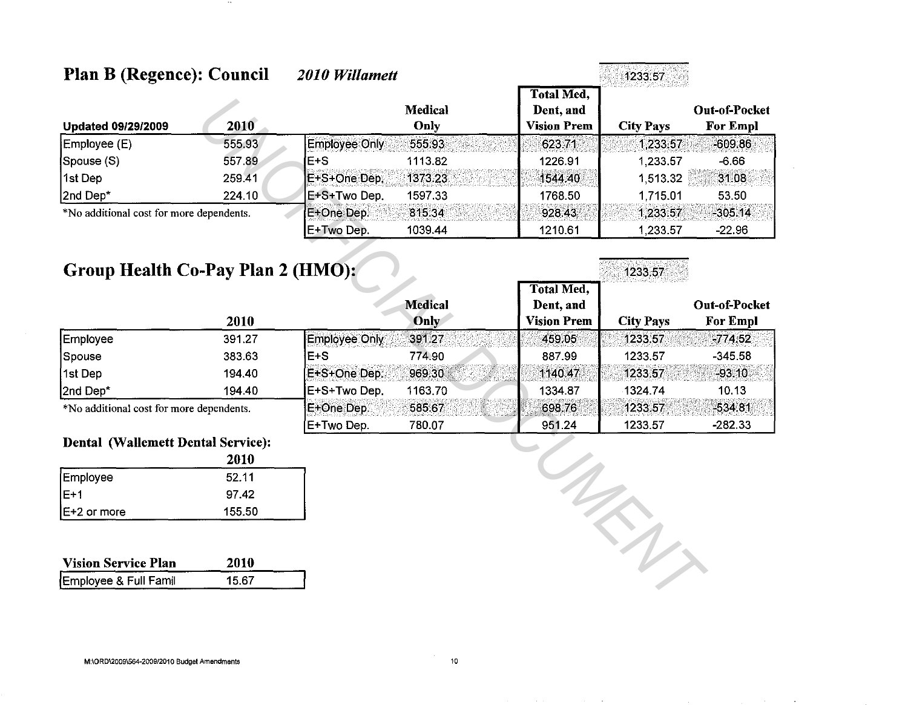## Plan B (Regence): Council *2010 Willamett*

| | | | | | | |
|---|---|---|---|---|---|---|
| | | | | | 1233.57 | |
| **Updated 09/29/2009** | **2010** | | **Medical Only** | **Total Med, Dent, and Vision Prem** | **City Pays** | **Out-of-Pocket For Empl** |
| Employee (E) | 555.93 | Employee Only | 555.93 | 623.71 | 1,233.57 | -609.86 |
| Spouse (S) | 557.89 | E+S | 1113.82 | 1226.91 | 1,233.57 | -6.66 |
| 1st Dep | 259.41 | E+S+One Dep. | 1373.23 | 1544.40 | 1,513.32 | 31.08 |
| 2nd Dep* | 224.10 | E+S+Two Dep. | 1597.33 | 1768.50 | 1,715.01 | 53.50 |
| | | E+One Dep. | 815.34 | 928.43 | 1,233.57 | -305.14 |
| | | E+Two Dep. | 1039.44 | 1210.61 | 1,233.57 | -22.96 |

*No additional cost for more dependents.

## Group Health Co-Pay Plan 2 (HMO):

| | | | | | | |
|---|---|---|---|---|---|---|
| | | | | | 1233.57 | |
| | **2010** | | **Medical Only** | **Total Med, Dent, and Vision Prem** | **City Pays** | **Out-of-Pocket For Empl** |
| Employee | 391.27 | Employee Only | 391.27 | 459.05 | 1233.57 | -774.52 |
| Spouse | 383.63 | E+S | 774.90 | 887.99 | 1233.57 | -345.58 |
| 1st Dep | 194.40 | E+S+One Dep. | 969.30 | 1140.47 | 1233.57 | -93.10 |
| 2nd Dep* | 194.40 | E+S+Two Dep. | 1163.70 | 1334.87 | 1324.74 | 10.13 |
| | | E+One Dep. | 585.67 | 698.76 | 1233.57 | -534.81 |
| | | E+Two Dep. | 780.07 | 951.24 | 1233.57 | -282.33 |

*No additional cost for more dependents.

### Dental (Wallemett Dental Service):

| | 2010 |
|---|---|
| Employee | 52.11 |
| E+1 | 97.42 |
| E+2 or more | 155.50 |

| Vision Service Plan | 2010 |
|---|---|
| Employee & Full Famil | 15.67 |

M:\ORD\2009\564-2009/2010 Budget Amendments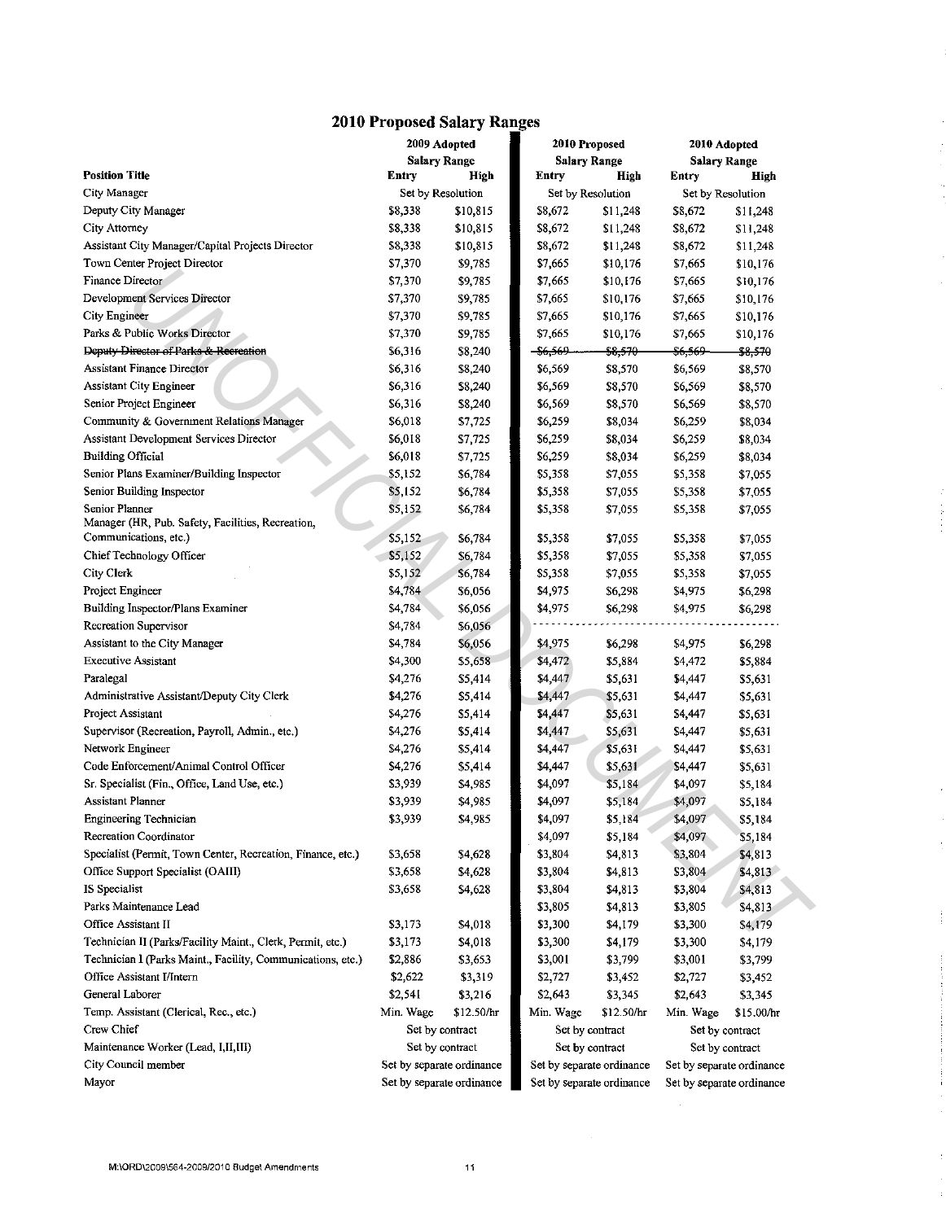# 2010 Proposed Salary Ranges

| Position Title | 2009 Adopted Salary Range | | 2010 Proposed Salary Range | | 2010 Adopted Salary Range | |
|---|---|---|---|---|---|---|
| | Entry | High | Entry | High | Entry | High |
| City Manager | Set by Resolution | | Set by Resolution | | Set by Resolution | |
| Deputy City Manager | $8,338 | $10,815 | $8,672 | $11,248 | $8,672 | $11,248 |
| City Attorney | $8,338 | $10,815 | $8,672 | $11,248 | $8,672 | $11,248 |
| Assistant City Manager/Capital Projects Director | $8,338 | $10,815 | $8,672 | $11,248 | $8,672 | $11,248 |
| Town Center Project Director | $7,370 | $9,785 | $7,665 | $10,176 | $7,665 | $10,176 |
| Finance Director | $7,370 | $9,785 | $7,665 | $10,176 | $7,665 | $10,176 |
| Development Services Director | $7,370 | $9,785 | $7,665 | $10,176 | $7,665 | $10,176 |
| City Engineer | $7,370 | $9,785 | $7,665 | $10,176 | $7,665 | $10,176 |
| Parks & Public Works Director | $7,370 | $9,785 | $7,665 | $10,176 | $7,665 | $10,176 |
| ~~Deputy Director of Parks & Recreation~~ | $6,316 | $8,240 | ~~$6,569~~ | ~~$8,570~~ | ~~$6,569~~ | ~~$8,570~~ |
| Assistant Finance Director | $6,316 | $8,240 | $6,569 | $8,570 | $6,569 | $8,570 |
| Assistant City Engineer | $6,316 | $8,240 | $6,569 | $8,570 | $6,569 | $8,570 |
| Senior Project Engineer | $6,316 | $8,240 | $6,569 | $8,570 | $6,569 | $8,570 |
| Community & Government Relations Manager | $6,018 | $7,725 | $6,259 | $8,034 | $6,259 | $8,034 |
| Assistant Development Services Director | $6,018 | $7,725 | $6,259 | $8,034 | $6,259 | $8,034 |
| Building Official | $6,018 | $7,725 | $6,259 | $8,034 | $6,259 | $8,034 |
| Senior Plans Examiner/Building Inspector | $5,152 | $6,784 | $5,358 | $7,055 | $5,358 | $7,055 |
| Senior Building Inspector | $5,152 | $6,784 | $5,358 | $7,055 | $5,358 | $7,055 |
| Senior Planner | $5,152 | $6,784 | $5,358 | $7,055 | $5,358 | $7,055 |
| Manager (HR, Pub. Safety, Facilities, Recreation, Communications, etc.) | $5,152 | $6,784 | $5,358 | $7,055 | $5,358 | $7,055 |
| Chief Technology Officer | $5,152 | $6,784 | $5,358 | $7,055 | $5,358 | $7,055 |
| City Clerk | $5,152 | $6,784 | $5,358 | $7,055 | $5,358 | $7,055 |
| Project Engineer | $4,784 | $6,056 | $4,975 | $6,298 | $4,975 | $6,298 |
| Building Inspector/Plans Examiner | $4,784 | $6,056 | $4,975 | $6,298 | $4,975 | $6,298 |
| Recreation Supervisor | $4,784 | $6,056 | | | | |
| Assistant to the City Manager | $4,784 | $6,056 | $4,975 | $6,298 | $4,975 | $6,298 |
| Executive Assistant | $4,300 | $5,658 | $4,472 | $5,884 | $4,472 | $5,884 |
| Paralegal | $4,276 | $5,414 | $4,447 | $5,631 | $4,447 | $5,631 |
| Administrative Assistant/Deputy City Clerk | $4,276 | $5,414 | $4,447 | $5,631 | $4,447 | $5,631 |
| Project Assistant | $4,276 | $5,414 | $4,447 | $5,631 | $4,447 | $5,631 |
| Supervisor (Recreation, Payroll, Admin., etc.) | $4,276 | $5,414 | $4,447 | $5,631 | $4,447 | $5,631 |
| Network Engineer | $4,276 | $5,414 | $4,447 | $5,631 | $4,447 | $5,631 |
| Code Enforcement/Animal Control Officer | $4,276 | $5,414 | $4,447 | $5,631 | $4,447 | $5,631 |
| Sr. Specialist (Fin., Office, Land Use, etc.) | $3,939 | $4,985 | $4,097 | $5,184 | $4,097 | $5,184 |
| Assistant Planner | $3,939 | $4,985 | $4,097 | $5,184 | $4,097 | $5,184 |
| Engineering Technician | $3,939 | $4,985 | $4,097 | $5,184 | $4,097 | $5,184 |
| Recreation Coordinator | | | $4,097 | $5,184 | $4,097 | $5,184 |
| Specialist (Permit, Town Center, Recreation, Finance, etc.) | $3,658 | $4,628 | $3,804 | $4,813 | $3,804 | $4,813 |
| Office Support Specialist (OAIII) | $3,658 | $4,628 | $3,804 | $4,813 | $3,804 | $4,813 |
| IS Specialist | $3,658 | $4,628 | $3,804 | $4,813 | $3,804 | $4,813 |
| Parks Maintenance Lead | | | $3,805 | $4,813 | $3,805 | $4,813 |
| Office Assistant II | $3,173 | $4,018 | $3,300 | $4,179 | $3,300 | $4,179 |
| Technician II (Parks/Facility Maint., Clerk, Permit, etc.) | $3,173 | $4,018 | $3,300 | $4,179 | $3,300 | $4,179 |
| Technician I (Parks Maint., Facility, Communications, etc.) | $2,886 | $3,653 | $3,001 | $3,799 | $3,001 | $3,799 |
| Office Assistant I/Intern | $2,622 | $3,319 | $2,727 | $3,452 | $2,727 | $3,452 |
| General Laborer | $2,541 | $3,216 | $2,643 | $3,345 | $2,643 | $3,345 |
| Temp. Assistant (Clerical, Rec., etc.) | Min. Wage | $12.50/hr | Min. Wage | $12.50/hr | Min. Wage | $15.00/hr |
| Crew Chief | Set by contract | | Set by contract | | Set by contract | |
| Maintenance Worker (Lead, I,II,III) | Set by contract | | Set by contract | | Set by contract | |
| City Council member | Set by separate ordinance | | Set by separate ordinance | | Set by separate ordinance | |
| Mayor | Set by separate ordinance | | Set by separate ordinance | | Set by separate ordinance | |

M:\ORD\2009\564-2009/2010 Budget Amendments